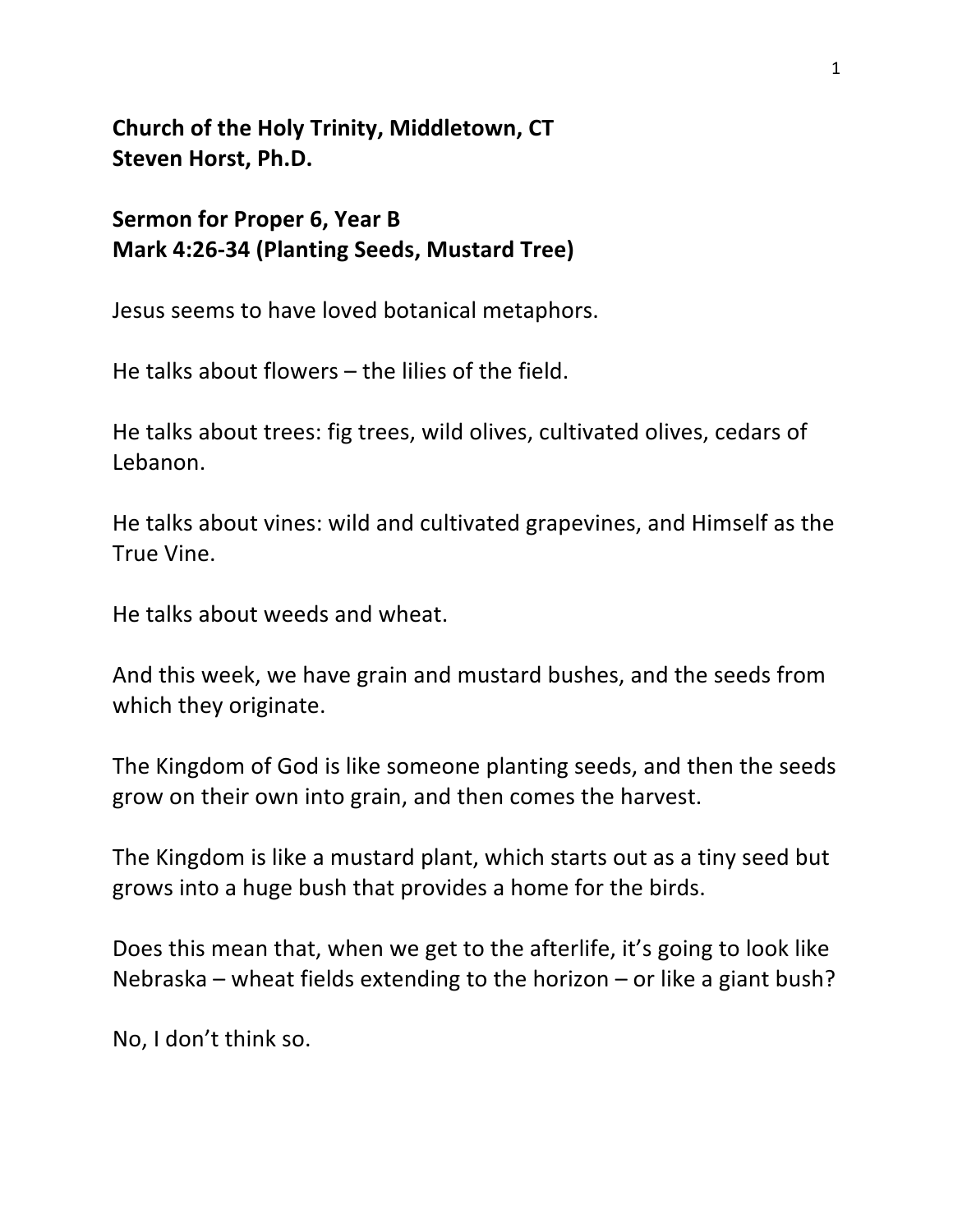**Church of the Holy Trinity, Middletown, CT**
**Steven Horst, Ph.D.**

**Sermon for Proper 6, Year B**
**Mark 4:26-34 (Planting Seeds, Mustard Tree)**

Jesus seems to have loved botanical metaphors.

He talks about flowers – the lilies of the field.

He talks about trees: fig trees, wild olives, cultivated olives, cedars of Lebanon.

He talks about vines: wild and cultivated grapevines, and Himself as the True Vine.

He talks about weeds and wheat.

And this week, we have grain and mustard bushes, and the seeds from which they originate.

The Kingdom of God is like someone planting seeds, and then the seeds grow on their own into grain, and then comes the harvest.

The Kingdom is like a mustard plant, which starts out as a tiny seed but grows into a huge bush that provides a home for the birds.

Does this mean that, when we get to the afterlife, it's going to look like Nebraska – wheat fields extending to the horizon – or like a giant bush?

No, I don't think so.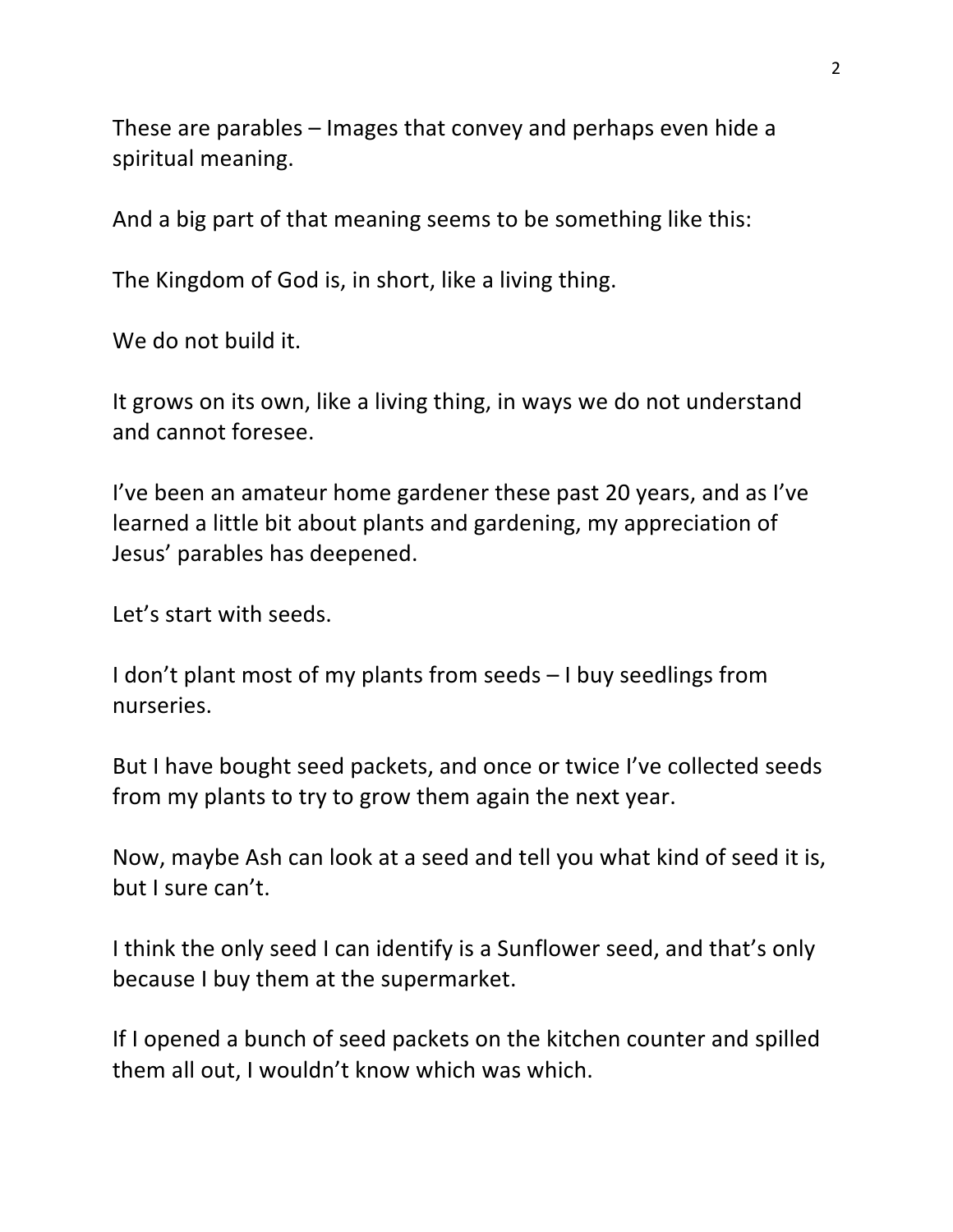These are parables – Images that convey and perhaps even hide a spiritual meaning.

And a big part of that meaning seems to be something like this:

The Kingdom of God is, in short, like a living thing.

We do not build it.

It grows on its own, like a living thing, in ways we do not understand and cannot foresee.

I've been an amateur home gardener these past 20 years, and as I've learned a little bit about plants and gardening, my appreciation of Jesus' parables has deepened.

Let's start with seeds.

I don't plant most of my plants from seeds – I buy seedlings from nurseries.

But I have bought seed packets, and once or twice I've collected seeds from my plants to try to grow them again the next year.

Now, maybe Ash can look at a seed and tell you what kind of seed it is, but I sure can't.

I think the only seed I can identify is a Sunflower seed, and that's only because I buy them at the supermarket.

If I opened a bunch of seed packets on the kitchen counter and spilled them all out, I wouldn't know which was which.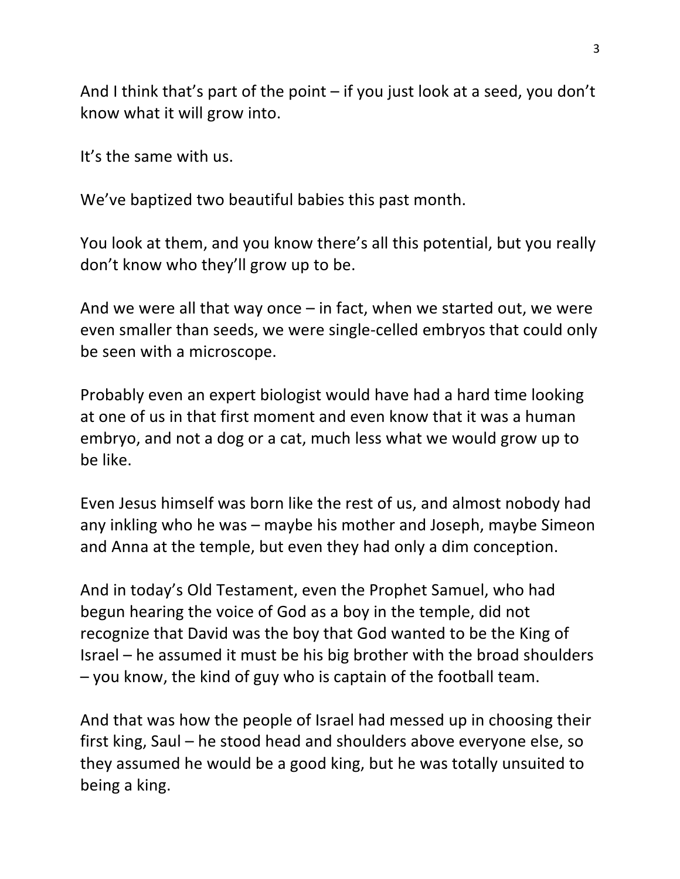And I think that's part of the point – if you just look at a seed, you don't know what it will grow into.

It's the same with us.

We've baptized two beautiful babies this past month.

You look at them, and you know there's all this potential, but you really don't know who they'll grow up to be.

And we were all that way once – in fact, when we started out, we were even smaller than seeds, we were single-celled embryos that could only be seen with a microscope.

Probably even an expert biologist would have had a hard time looking at one of us in that first moment and even know that it was a human embryo, and not a dog or a cat, much less what we would grow up to be like.

Even Jesus himself was born like the rest of us, and almost nobody had any inkling who he was – maybe his mother and Joseph, maybe Simeon and Anna at the temple, but even they had only a dim conception.

And in today's Old Testament, even the Prophet Samuel, who had begun hearing the voice of God as a boy in the temple, did not recognize that David was the boy that God wanted to be the King of Israel – he assumed it must be his big brother with the broad shoulders – you know, the kind of guy who is captain of the football team.

And that was how the people of Israel had messed up in choosing their first king, Saul – he stood head and shoulders above everyone else, so they assumed he would be a good king, but he was totally unsuited to being a king.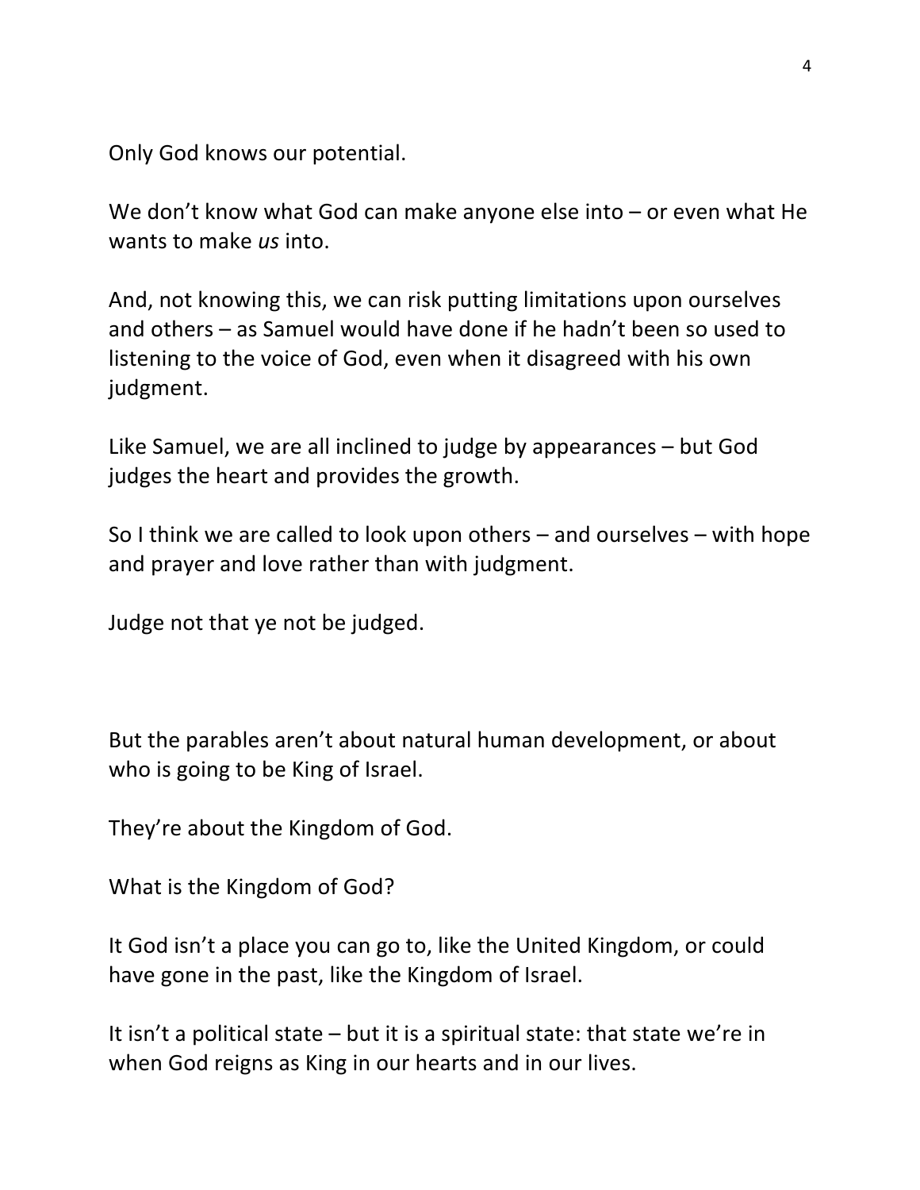Only God knows our potential.

We don't know what God can make anyone else into – or even what He wants to make *us* into.

And, not knowing this, we can risk putting limitations upon ourselves and others – as Samuel would have done if he hadn't been so used to listening to the voice of God, even when it disagreed with his own judgment.

Like Samuel, we are all inclined to judge by appearances – but God judges the heart and provides the growth.

So I think we are called to look upon others – and ourselves – with hope and prayer and love rather than with judgment.

Judge not that ye not be judged.

But the parables aren't about natural human development, or about who is going to be King of Israel.

They're about the Kingdom of God.

What is the Kingdom of God?

It God isn't a place you can go to, like the United Kingdom, or could have gone in the past, like the Kingdom of Israel.

It isn't a political state – but it is a spiritual state: that state we're in when God reigns as King in our hearts and in our lives.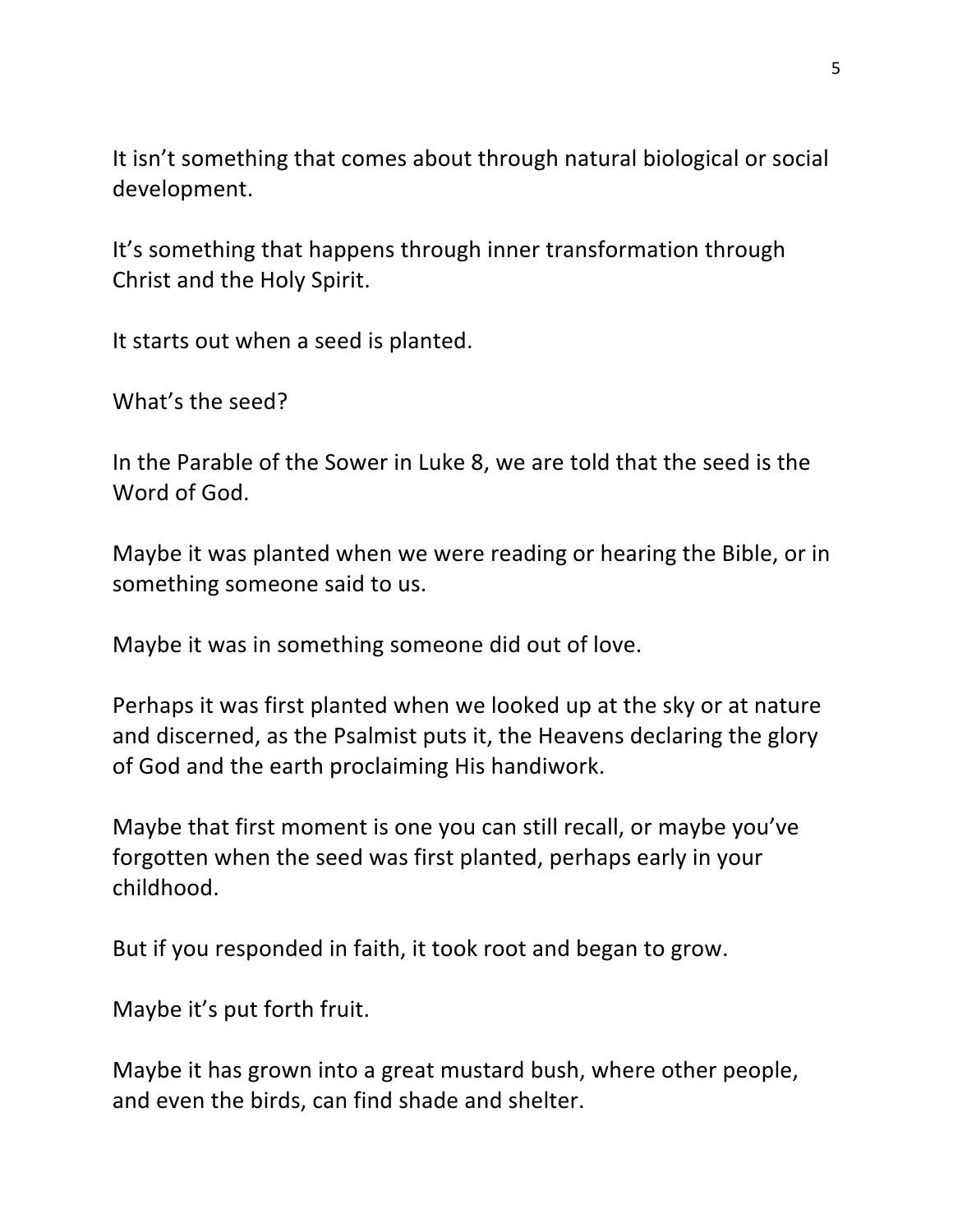It isn't something that comes about through natural biological or social development.

It's something that happens through inner transformation through Christ and the Holy Spirit.

It starts out when a seed is planted.

What's the seed?

In the Parable of the Sower in Luke 8, we are told that the seed is the Word of God.

Maybe it was planted when we were reading or hearing the Bible, or in something someone said to us.

Maybe it was in something someone did out of love.

Perhaps it was first planted when we looked up at the sky or at nature and discerned, as the Psalmist puts it, the Heavens declaring the glory of God and the earth proclaiming His handiwork.

Maybe that first moment is one you can still recall, or maybe you've forgotten when the seed was first planted, perhaps early in your childhood.

But if you responded in faith, it took root and began to grow.

Maybe it's put forth fruit.

Maybe it has grown into a great mustard bush, where other people, and even the birds, can find shade and shelter.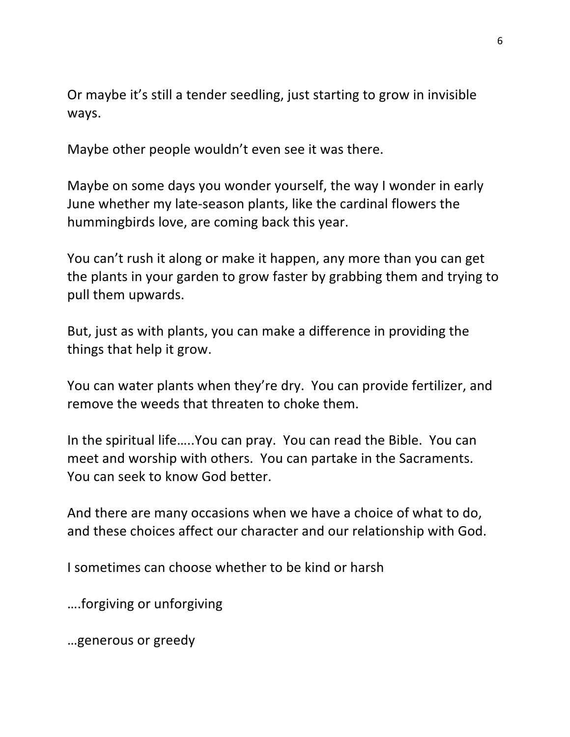Or maybe it's still a tender seedling, just starting to grow in invisible ways.

Maybe other people wouldn't even see it was there.

Maybe on some days you wonder yourself, the way I wonder in early June whether my late-season plants, like the cardinal flowers the hummingbirds love, are coming back this year.

You can't rush it along or make it happen, any more than you can get the plants in your garden to grow faster by grabbing them and trying to pull them upwards.

But, just as with plants, you can make a difference in providing the things that help it grow.

You can water plants when they're dry. You can provide fertilizer, and remove the weeds that threaten to choke them.

In the spiritual life…..You can pray. You can read the Bible. You can meet and worship with others. You can partake in the Sacraments. You can seek to know God better.

And there are many occasions when we have a choice of what to do, and these choices affect our character and our relationship with God.

I sometimes can choose whether to be kind or harsh

….forgiving or unforgiving

…generous or greedy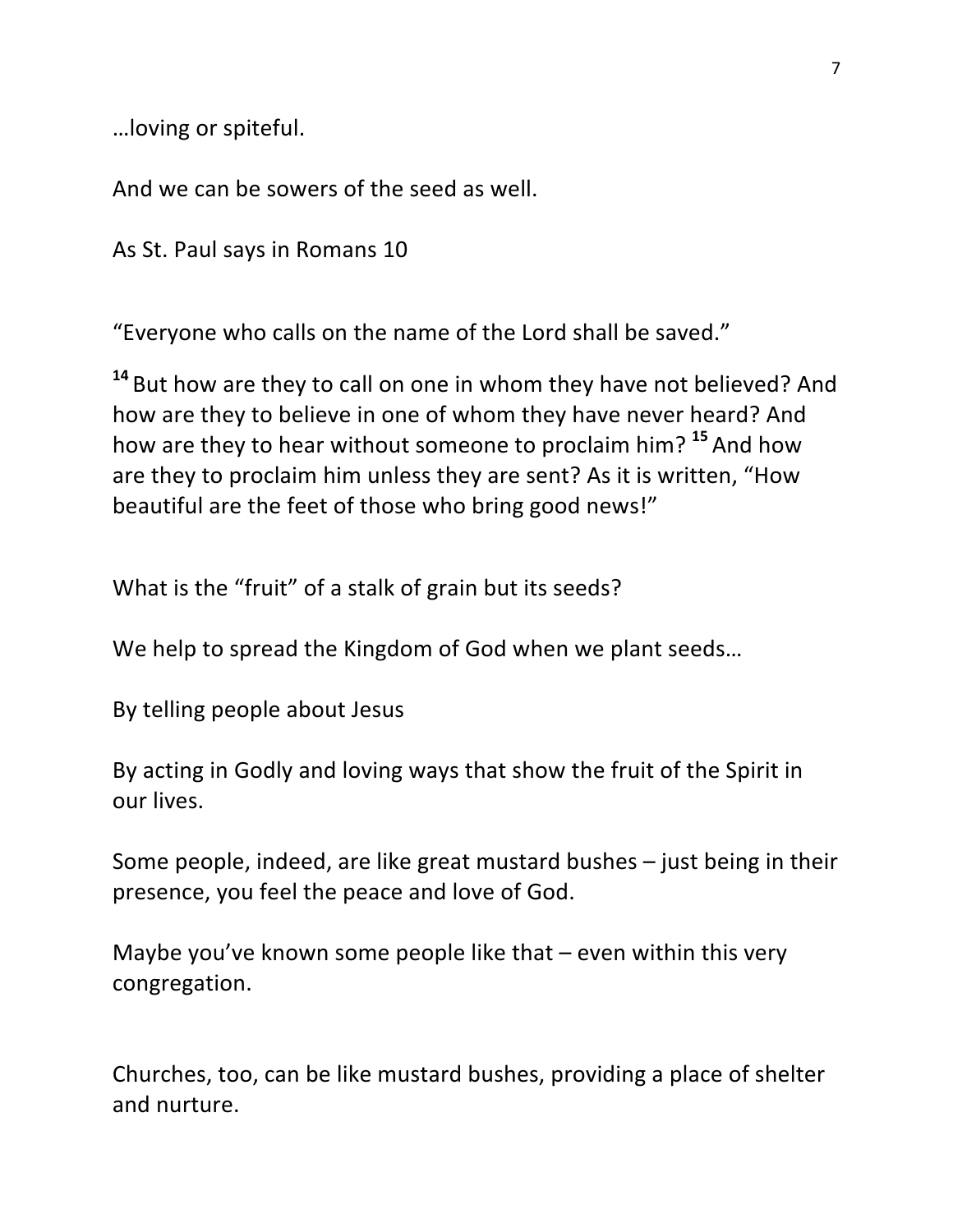…loving or spiteful.

And we can be sowers of the seed as well.

As St. Paul says in Romans 10

"Everyone who calls on the name of the Lord shall be saved."

**14** But how are they to call on one in whom they have not believed? And how are they to believe in one of whom they have never heard? And how are they to hear without someone to proclaim him? **15** And how are they to proclaim him unless they are sent? As it is written, "How beautiful are the feet of those who bring good news!"

What is the "fruit" of a stalk of grain but its seeds?

We help to spread the Kingdom of God when we plant seeds…

By telling people about Jesus

By acting in Godly and loving ways that show the fruit of the Spirit in our lives.

Some people, indeed, are like great mustard bushes – just being in their presence, you feel the peace and love of God.

Maybe you've known some people like that – even within this very congregation.

Churches, too, can be like mustard bushes, providing a place of shelter and nurture.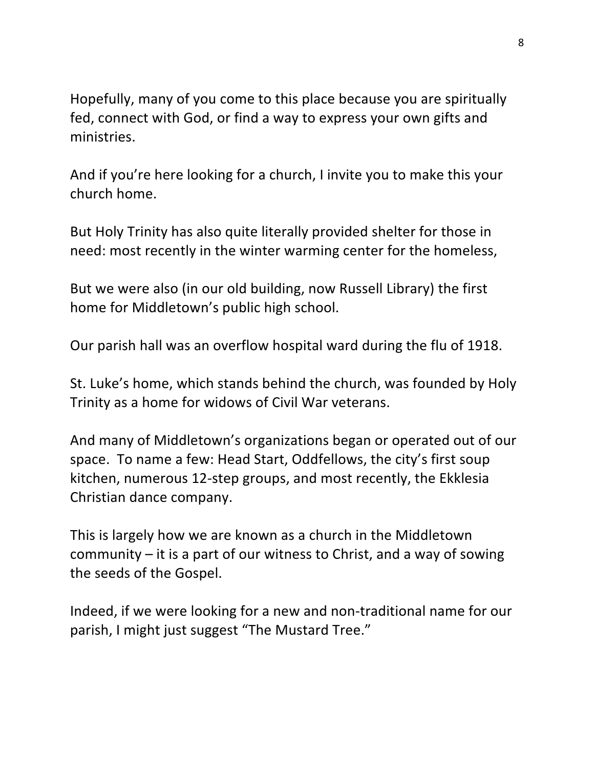Hopefully, many of you come to this place because you are spiritually fed, connect with God, or find a way to express your own gifts and ministries.

And if you're here looking for a church, I invite you to make this your church home.

But Holy Trinity has also quite literally provided shelter for those in need: most recently in the winter warming center for the homeless,

But we were also (in our old building, now Russell Library) the first home for Middletown's public high school.

Our parish hall was an overflow hospital ward during the flu of 1918.

St. Luke's home, which stands behind the church, was founded by Holy Trinity as a home for widows of Civil War veterans.

And many of Middletown's organizations began or operated out of our space. To name a few: Head Start, Oddfellows, the city's first soup kitchen, numerous 12-step groups, and most recently, the Ekklesia Christian dance company.

This is largely how we are known as a church in the Middletown community – it is a part of our witness to Christ, and a way of sowing the seeds of the Gospel.

Indeed, if we were looking for a new and non-traditional name for our parish, I might just suggest "The Mustard Tree."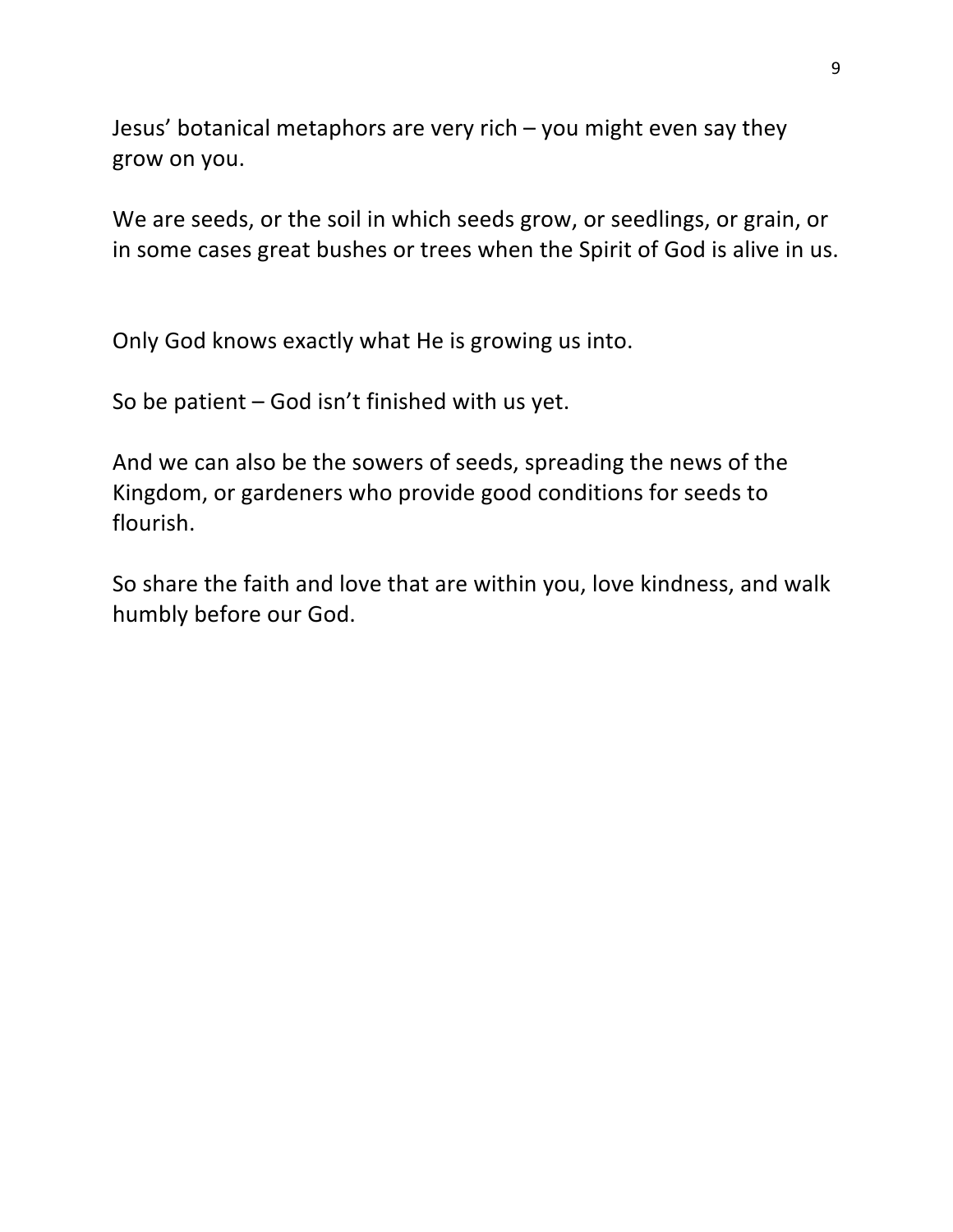Jesus' botanical metaphors are very rich – you might even say they grow on you.

We are seeds, or the soil in which seeds grow, or seedlings, or grain, or in some cases great bushes or trees when the Spirit of God is alive in us.

Only God knows exactly what He is growing us into.

So be patient – God isn't finished with us yet.

And we can also be the sowers of seeds, spreading the news of the Kingdom, or gardeners who provide good conditions for seeds to flourish.

So share the faith and love that are within you, love kindness, and walk humbly before our God.